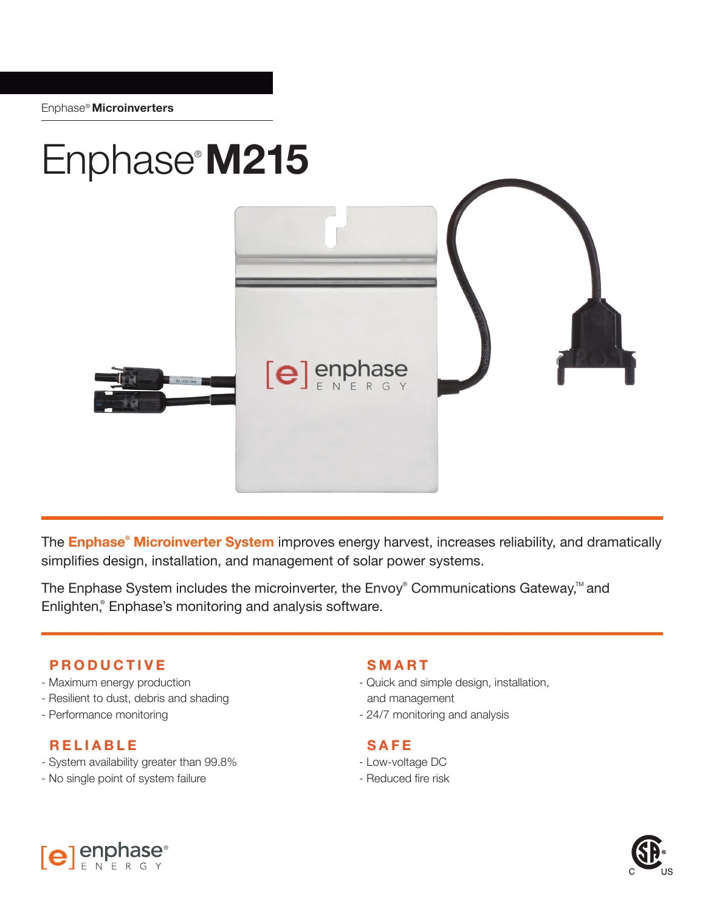Enphase® **Microinverters**

# Enphase® **M215**

The **Enphase® Microinverter System** improves energy harvest, increases reliability, and dramatically simplifies design, installation, and management of solar power systems.

The Enphase System includes the microinverter, the Envoy® Communications Gateway,™ and Enlighten,® Enphase's monitoring and analysis software.

## PRODUCTIVE

- Maximum energy production
- Resilient to dust, debris and shading
- Performance monitoring

## RELIABLE

- System availability greater than 99.8%
- No single point of system failure

## SMART

- Quick and simple design, installation, and management
- 24/7 monitoring and analysis

## SAFE

- Low-voltage DC
- Reduced fire risk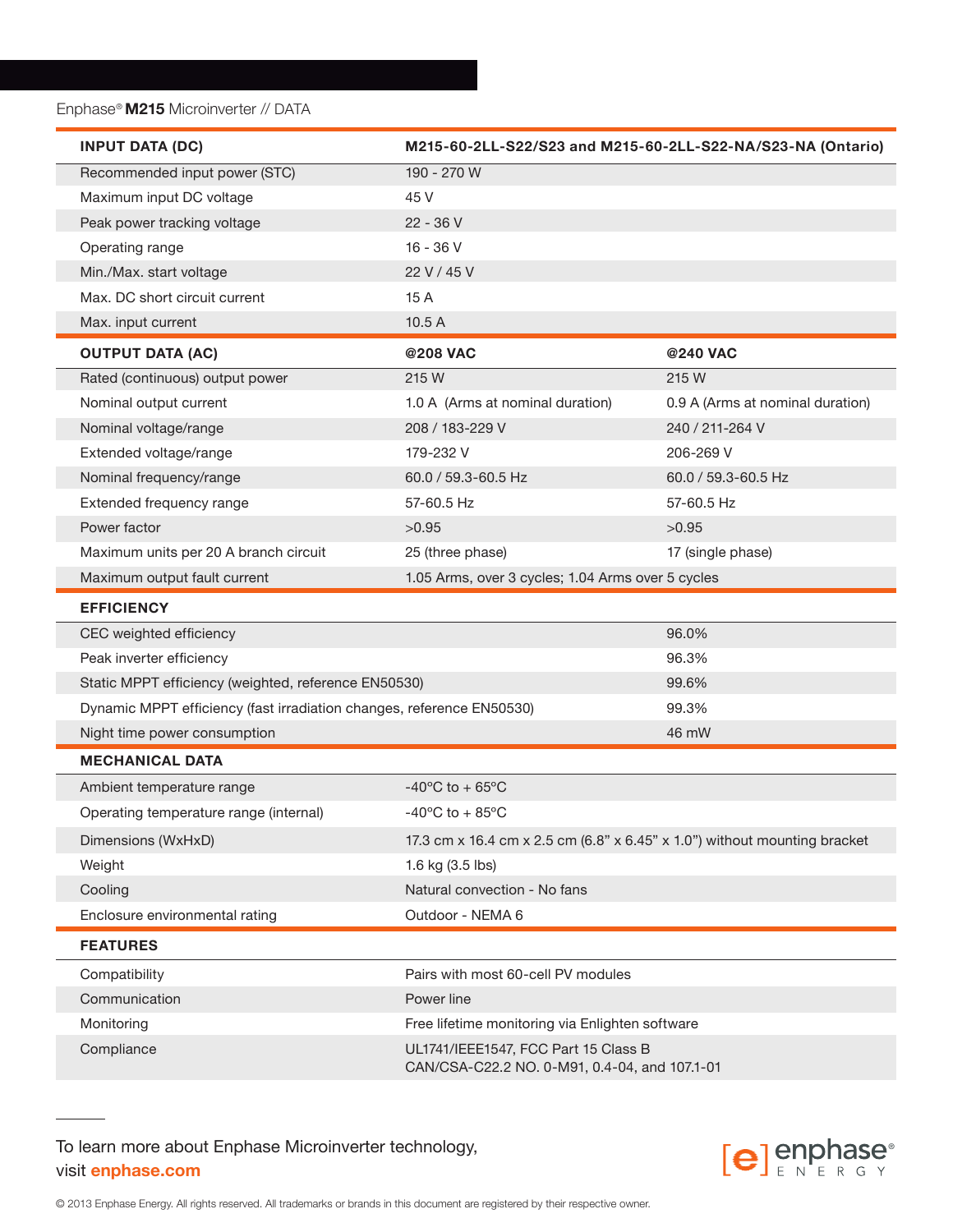## Enphase® **M215** Microinverter // DATA

| INPUT DATA (DC) | M215-60-2LL-S22/S23 and M215-60-2LL-S22-NA/S23-NA (Ontario) | |
|---|---|---|
| Recommended input power (STC) | 190 - 270 W | |
| Maximum input DC voltage | 45 V | |
| Peak power tracking voltage | 22 - 36 V | |
| Operating range | 16 - 36 V | |
| Min./Max. start voltage | 22 V / 45 V | |
| Max. DC short circuit current | 15 A | |
| Max. input current | 10.5 A | |
| **OUTPUT DATA (AC)** | **@208 VAC** | **@240 VAC** |
| Rated (continuous) output power | 215 W | 215 W |
| Nominal output current | 1.0 A (Arms at nominal duration) | 0.9 A (Arms at nominal duration) |
| Nominal voltage/range | 208 / 183-229 V | 240 / 211-264 V |
| Extended voltage/range | 179-232 V | 206-269 V |
| Nominal frequency/range | 60.0 / 59.3-60.5 Hz | 60.0 / 59.3-60.5 Hz |
| Extended frequency range | 57-60.5 Hz | 57-60.5 Hz |
| Power factor | >0.95 | >0.95 |
| Maximum units per 20 A branch circuit | 25 (three phase) | 17 (single phase) |
| Maximum output fault current | 1.05 Arms, over 3 cycles; 1.04 Arms over 5 cycles | |
| **EFFICIENCY** | | |
| CEC weighted efficiency | | 96.0% |
| Peak inverter efficiency | | 96.3% |
| Static MPPT efficiency (weighted, reference EN50530) | | 99.6% |
| Dynamic MPPT efficiency (fast irradiation changes, reference EN50530) | | 99.3% |
| Night time power consumption | | 46 mW |
| **MECHANICAL DATA** | | |
| Ambient temperature range | -40ºC to + 65ºC | |
| Operating temperature range (internal) | -40ºC to + 85ºC | |
| Dimensions (WxHxD) | 17.3 cm x 16.4 cm x 2.5 cm (6.8" x 6.45" x 1.0") without mounting bracket | |
| Weight | 1.6 kg (3.5 lbs) | |
| Cooling | Natural convection - No fans | |
| Enclosure environmental rating | Outdoor - NEMA 6 | |
| **FEATURES** | | |
| Compatibility | Pairs with most 60-cell PV modules | |
| Communication | Power line | |
| Monitoring | Free lifetime monitoring via Enlighten software | |
| Compliance | UL1741/IEEE1547, FCC Part 15 Class B<br>CAN/CSA-C22.2 NO. 0-M91, 0.4-04, and 107.1-01 | |

To learn more about Enphase Microinverter technology, visit **enphase.com**

enphase® ENERGY

© 2013 Enphase Energy. All rights reserved. All trademarks or brands in this document are registered by their respective owner.